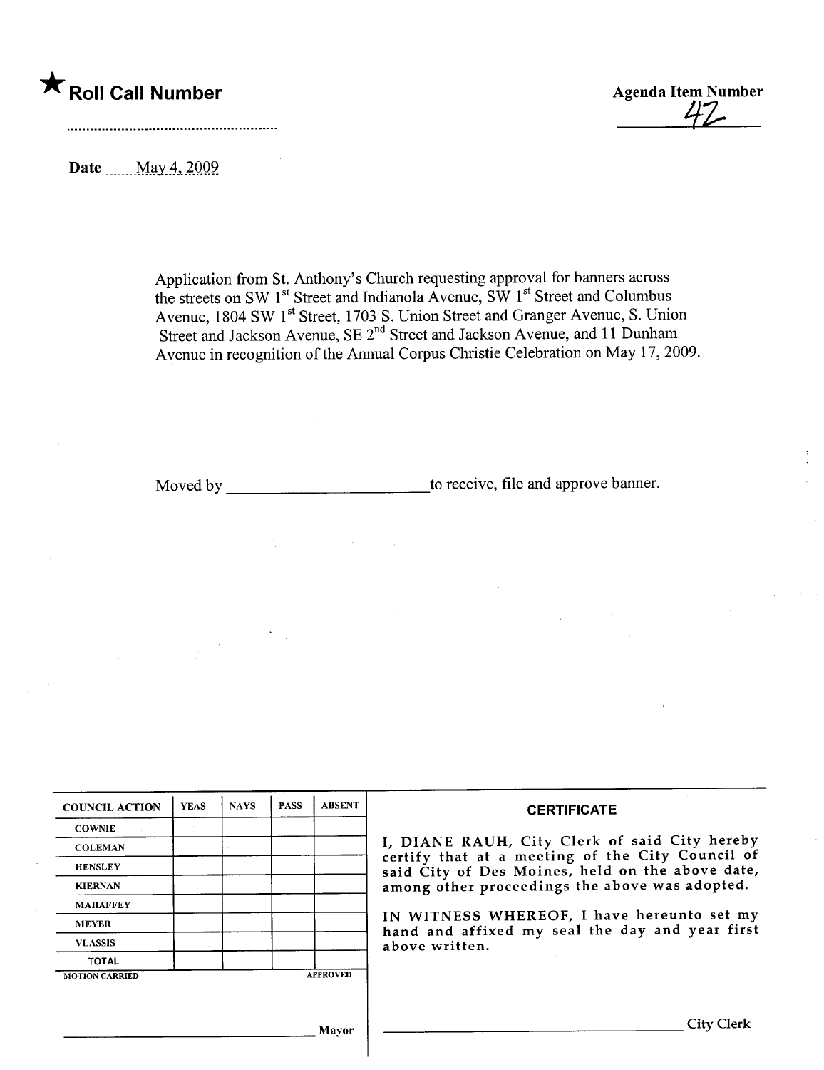★ **Roll Call Number**

**Agenda Item Number**
42

Date May 4, 2009

Application from St. Anthony's Church requesting approval for banners across the streets on SW 1st Street and Indianola Avenue, SW 1st Street and Columbus Avenue, 1804 SW 1st Street, 1703 S. Union Street and Granger Avenue, S. Union Street and Jackson Avenue, SE 2nd Street and Jackson Avenue, and 11 Dunham Avenue in recognition of the Annual Corpus Christie Celebration on May 17, 2009.

Moved by ________________________ to receive, file and approve banner.

| COUNCIL ACTION | YEAS | NAYS | PASS | ABSENT |
| --- | --- | --- | --- | --- |
| COWNIE | | | | |
| COLEMAN | | | | |
| HENSLEY | | | | |
| KIERNAN | | | | |
| MAHAFFEY | | | | |
| MEYER | | | | |
| VLASSIS | | | | |
| TOTAL | | | | |

MOTION CARRIED APPROVED

________________________ Mayor

**CERTIFICATE**

I, DIANE RAUH, City Clerk of said City hereby certify that at a meeting of the City Council of said City of Des Moines, held on the above date, among other proceedings the above was adopted.

IN WITNESS WHEREOF, I have hereunto set my hand and affixed my seal the day and year first above written.

________________________ City Clerk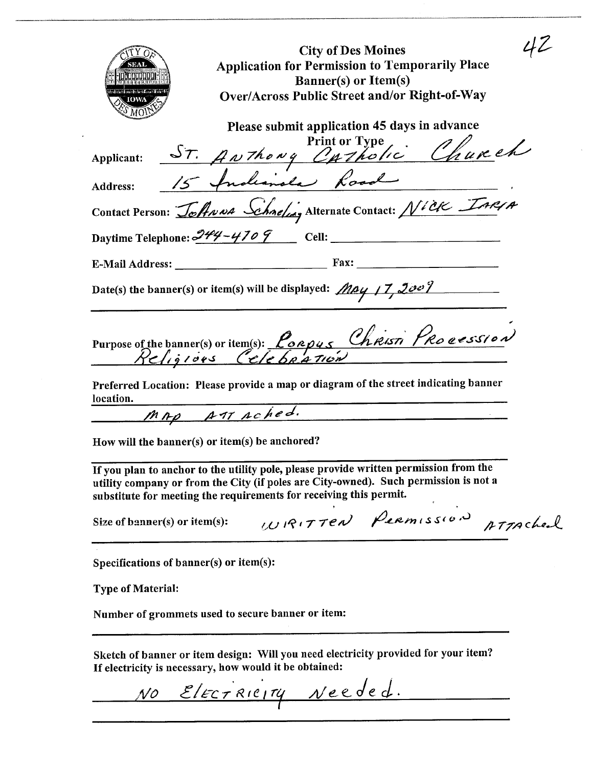42

# City of Des Moines
## Application for Permission to Temporarily Place Banner(s) or Item(s) Over/Across Public Street and/or Right-of-Way

**Please submit application 45 days in advance**

**Print or Type**

**Applicant:** ST. ANTHONY CATHOLIC Church

**Address:** 15 Indianola Road

**Contact Person:** JoAnna Schmeling **Alternate Contact:** NICK IARIA

**Daytime Telephone:** 244-4709 **Cell:**

**E-Mail Address:** **Fax:**

**Date(s) the banner(s) or item(s) will be displayed:** MAY 17, 2009

**Purpose of the banner(s) or item(s):** CORPUS CHRISTI PROCESSION Religious Celebration

**Preferred Location: Please provide a map or diagram of the street indicating banner location.**

MAP ATTACHED.

**How will the banner(s) or item(s) be anchored?**

**If you plan to anchor to the utility pole, please provide written permission from the utility company or from the City (if poles are City-owned). Such permission is not a substitute for meeting the requirements for receiving this permit.**

**Size of banner(s) or item(s):** WRITTEN PERMISSION ATTAChed

**Specifications of banner(s) or item(s):**

**Type of Material:**

**Number of grommets used to secure banner or item:**

**Sketch of banner or item design: Will you need electricity provided for your item? If electricity is necessary, how would it be obtained:**

NO ELECTRICITY Needed.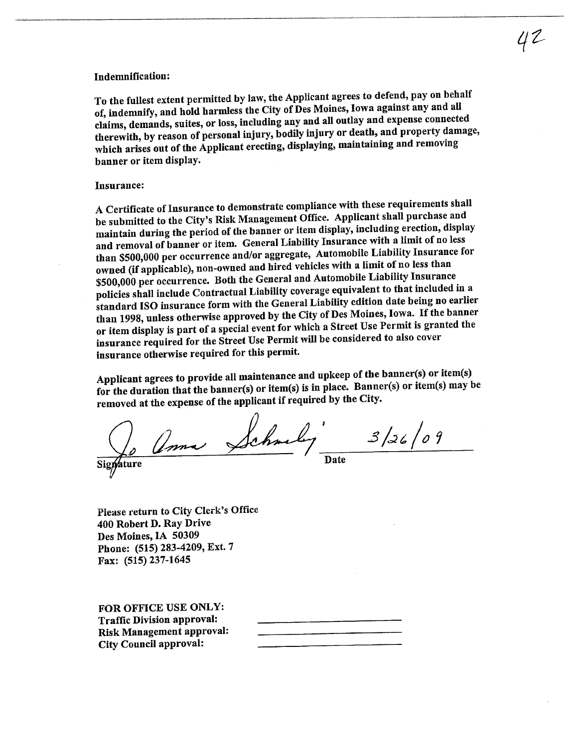**Indemnification:**

To the fullest extent permitted by law, the Applicant agrees to defend, pay on behalf of, indemnify, and hold harmless the City of Des Moines, Iowa against any and all claims, demands, suites, or loss, including any and all outlay and expense connected therewith, by reason of personal injury, bodily injury or death, and property damage, which arises out of the Applicant erecting, displaying, maintaining and removing banner or item display.

**Insurance:**

A Certificate of Insurance to demonstrate compliance with these requirements shall be submitted to the City's Risk Management Office. Applicant shall purchase and maintain during the period of the banner or item display, including erection, display and removal of banner or item. General Liability Insurance with a limit of no less than $500,000 per occurrence and/or aggregate, Automobile Liability Insurance for owned (if applicable), non-owned and hired vehicles with a limit of no less than $500,000 per occurrence. Both the General and Automobile Liability Insurance policies shall include Contractual Liability coverage equivalent to that included in a standard ISO insurance form with the General Liability edition date being no earlier than 1998, unless otherwise approved by the City of Des Moines, Iowa. If the banner or item display is part of a special event for which a Street Use Permit is granted the insurance required for the Street Use Permit will be considered to also cover insurance otherwise required for this permit.

Applicant agrees to provide all maintenance and upkeep of the banner(s) or item(s) for the duration that the banner(s) or item(s) is in place. Banner(s) or item(s) may be removed at the expense of the applicant if required by the City.

Jo Anna Schmeling    3/26/09

Signature    Date

Please return to City Clerk's Office
400 Robert D. Ray Drive
Des Moines, IA 50309
Phone: (515) 283-4209, Ext. 7
Fax: (515) 237-1645

**FOR OFFICE USE ONLY:**
**Traffic Division approval:** ____________________
**Risk Management approval:** ____________________
**City Council approval:** ____________________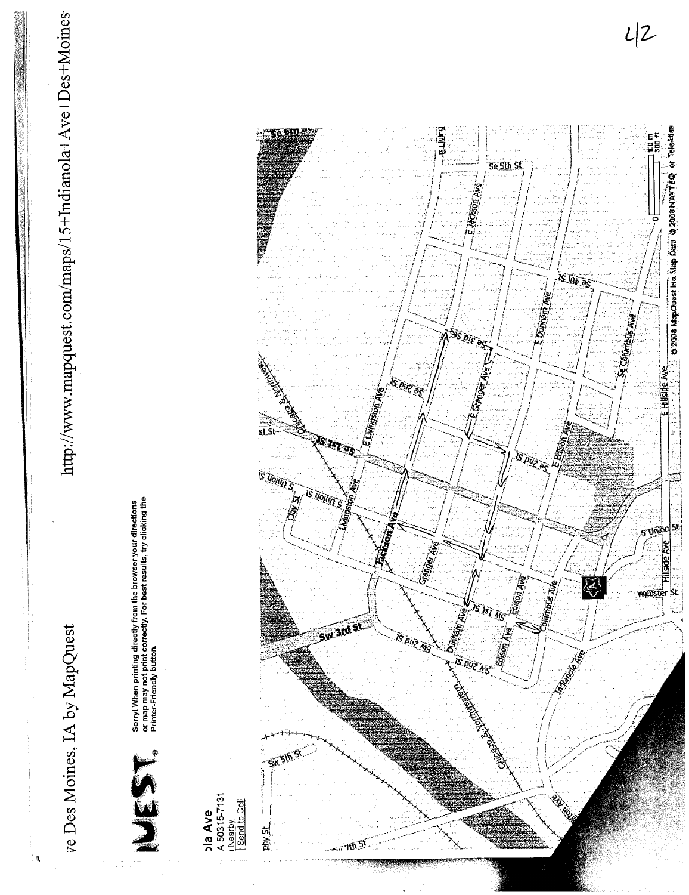ve Des Moines, IA by MapQuest

http://www.mapquest.com/maps/15+Indianola+Ave+Des+Moines

42

Sorry! When printing directly from the browser your directions or map may not print correctly. For best results, try clicking the Printer-Friendly button.

ola Ave
A 50315-7131
Nearby
Send to Cell

Se 6th St
E Living
Se 5th St
E Jackson Ave
Se 4th St
E Dunham Ave
Se 3rd St
Se Columbus Ave
Se 2nd St
E Granger Ave
E Livingston Ave
Chicago & Northwestern
E Hillside Ave
E Edison Ave
Se 2nd St
st St
Se 1st St
S Union St
S Union St
Clay St
Livingston Ave
Jackson Ave
S Union St
Hillside Ave
Granger Ave
Webster St
Sw 1st St
Edison Ave
Columbus Ave
Sw 3rd St
Dunham Ave
Sw 2nd St
Sw 2nd St
Edison Ave
Indianola Ave
Chicago & Northwestern
Sw 5th St
Sw 7th St
Union Ave

0 100 m
300 ft

© 2008 MapQuest Inc. Map Data © 2008 NAVTEQ or TeleAtlas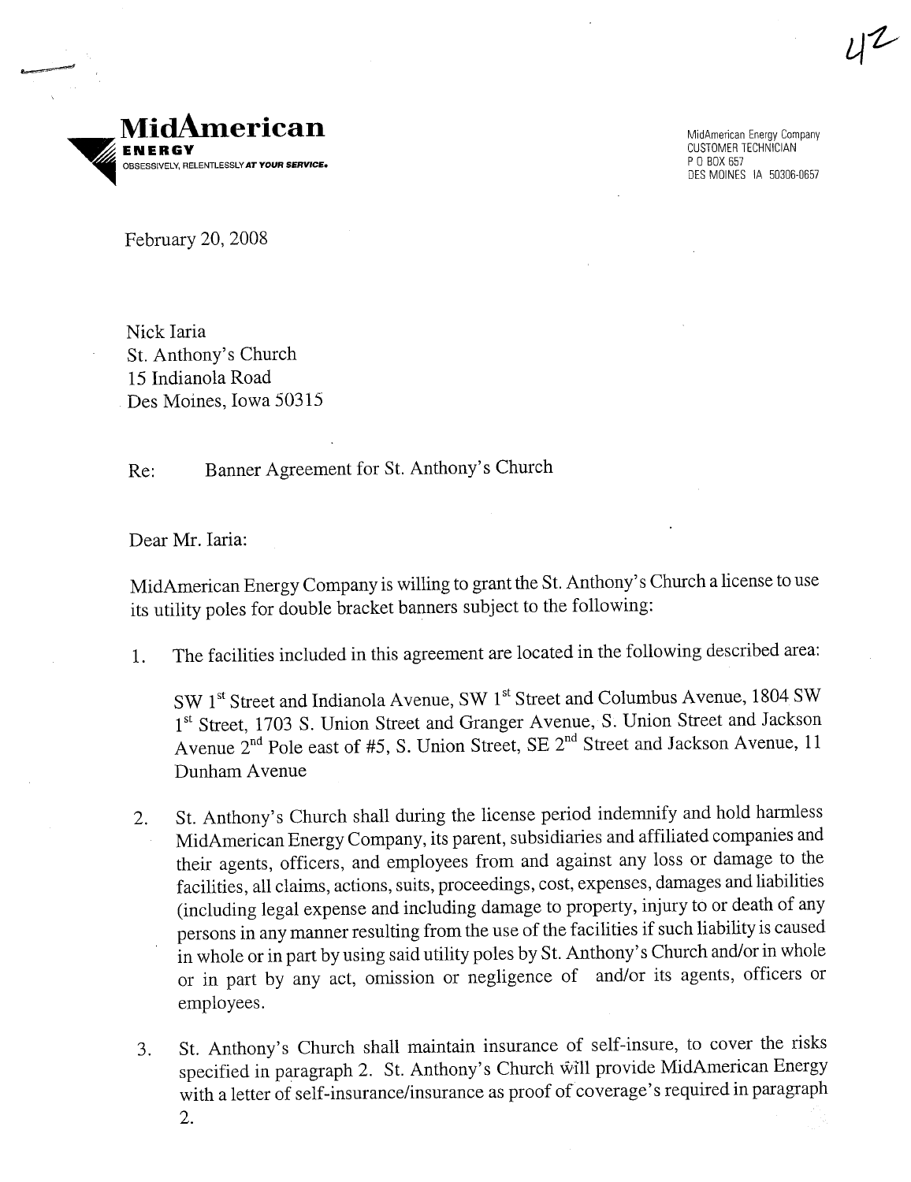**MidAmerican**
**ENERGY**
OBSESSIVELY, RELENTLESSLY *AT YOUR SERVICE.*

MidAmerican Energy Company
CUSTOMER TECHNICIAN
P O BOX 657
DES MOINES IA 50306-0657

February 20, 2008

Nick Iaria
St. Anthony's Church
15 Indianola Road
Des Moines, Iowa 50315

Re: Banner Agreement for St. Anthony's Church

Dear Mr. Iaria:

MidAmerican Energy Company is willing to grant the St. Anthony's Church a license to use its utility poles for double bracket banners subject to the following:

1. The facilities included in this agreement are located in the following described area:

   SW 1st Street and Indianola Avenue, SW 1st Street and Columbus Avenue, 1804 SW 1st Street, 1703 S. Union Street and Granger Avenue, S. Union Street and Jackson Avenue 2nd Pole east of #5, S. Union Street, SE 2nd Street and Jackson Avenue, 11 Dunham Avenue

2. St. Anthony's Church shall during the license period indemnify and hold harmless MidAmerican Energy Company, its parent, subsidiaries and affiliated companies and their agents, officers, and employees from and against any loss or damage to the facilities, all claims, actions, suits, proceedings, cost, expenses, damages and liabilities (including legal expense and including damage to property, injury to or death of any persons in any manner resulting from the use of the facilities if such liability is caused in whole or in part by using said utility poles by St. Anthony's Church and/or in whole or in part by any act, omission or negligence of and/or its agents, officers or employees.

3. St. Anthony's Church shall maintain insurance of self-insure, to cover the risks specified in paragraph 2. St. Anthony's Church will provide MidAmerican Energy with a letter of self-insurance/insurance as proof of coverage's required in paragraph 2.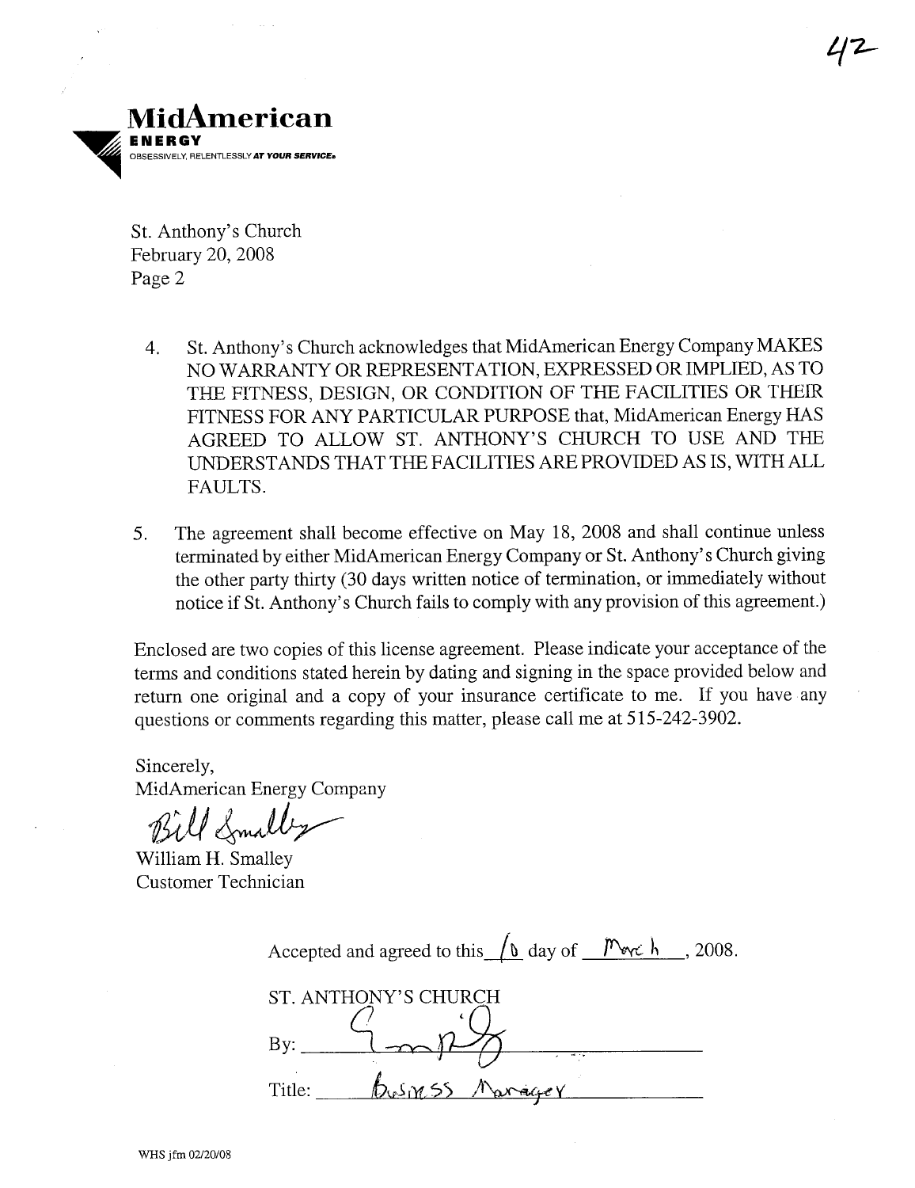**MidAmerican**
**ENERGY**
OBSESSIVELY, RELENTLESSLY *AT YOUR SERVICE*.

St. Anthony's Church
February 20, 2008
Page 2

4. St. Anthony's Church acknowledges that MidAmerican Energy Company MAKES NO WARRANTY OR REPRESENTATION, EXPRESSED OR IMPLIED, AS TO THE FITNESS, DESIGN, OR CONDITION OF THE FACILITIES OR THEIR FITNESS FOR ANY PARTICULAR PURPOSE that, MidAmerican Energy HAS AGREED TO ALLOW ST. ANTHONY'S CHURCH TO USE AND THE UNDERSTANDS THAT THE FACILITIES ARE PROVIDED AS IS, WITH ALL FAULTS.

5. The agreement shall become effective on May 18, 2008 and shall continue unless terminated by either MidAmerican Energy Company or St. Anthony's Church giving the other party thirty (30 days written notice of termination, or immediately without notice if St. Anthony's Church fails to comply with any provision of this agreement.)

Enclosed are two copies of this license agreement. Please indicate your acceptance of the terms and conditions stated herein by dating and signing in the space provided below and return one original and a copy of your insurance certificate to me. If you have any questions or comments regarding this matter, please call me at 515-242-3902.

Sincerely,
MidAmerican Energy Company

Bill Smalley

William H. Smalley
Customer Technician

Accepted and agreed to this 10 day of March, 2008.

ST. ANTHONY'S CHURCH

By: \_\_\_\_\_\_\_\_\_\_\_\_\_\_\_\_

Title: Business Manager

WHS jfm 02/20/08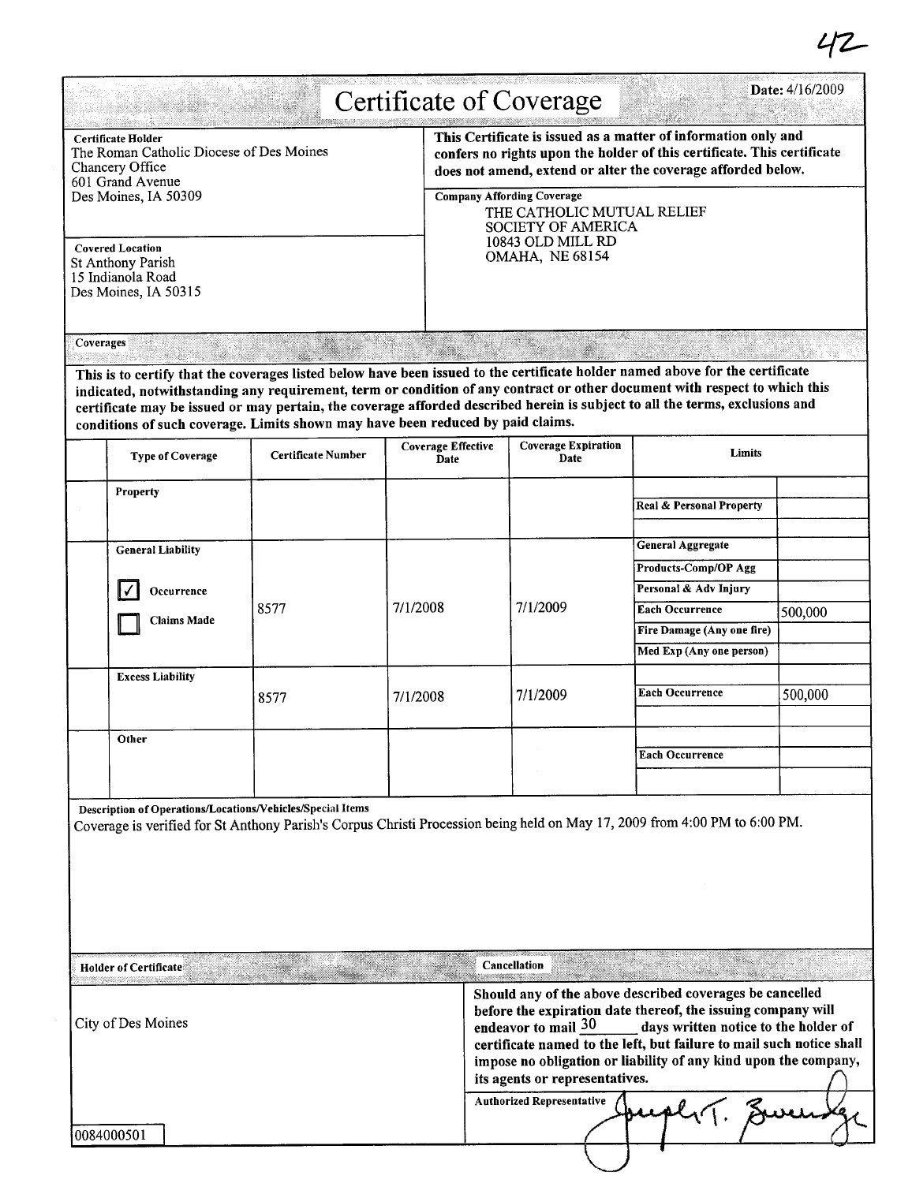# Certificate of Coverage

**Date:** 4/16/2009

**Certificate Holder**
The Roman Catholic Diocese of Des Moines
Chancery Office
601 Grand Avenue
Des Moines, IA 50309

**This Certificate is issued as a matter of information only and confers no rights upon the holder of this certificate. This certificate does not amend, extend or alter the coverage afforded below.**

**Company Affording Coverage**
THE CATHOLIC MUTUAL RELIEF
SOCIETY OF AMERICA
10843 OLD MILL RD
OMAHA, NE 68154

**Covered Location**
St Anthony Parish
15 Indianola Road
Des Moines, IA 50315

## Coverages

**This is to certify that the coverages listed below have been issued to the certificate holder named above for the certificate indicated, notwithstanding any requirement, term or condition of any contract or other document with respect to which this certificate may be issued or may pertain, the coverage afforded described herein is subject to all the terms, exclusions and conditions of such coverage. Limits shown may have been reduced by paid claims.**

| Type of Coverage | Certificate Number | Coverage Effective Date | Coverage Expiration Date | Limits | |
|---|---|---|---|---|---|
| Property | | | | Real & Personal Property | |
| General Liability<br>☑ Occurrence<br>☐ Claims Made | 8577 | 7/1/2008 | 7/1/2009 | General Aggregate | |
| | | | | Products-Comp/OP Agg | |
| | | | | Personal & Adv Injury | |
| | | | | Each Occurrence | 500,000 |
| | | | | Fire Damage (Any one fire) | |
| | | | | Med Exp (Any one person) | |
| Excess Liability | 8577 | 7/1/2008 | 7/1/2009 | Each Occurrence | 500,000 |
| Other | | | | Each Occurrence | |

**Description of Operations/Locations/Vehicles/Special Items**
Coverage is verified for St Anthony Parish's Corpus Christi Procession being held on May 17, 2009 from 4:00 PM to 6:00 PM.

**Holder of Certificate**
City of Des Moines

0084000501

**Cancellation**
**Should any of the above described coverages be cancelled before the expiration date thereof, the issuing company will endeavor to mail 30 days written notice to the holder of certificate named to the left, but failure to mail such notice shall impose no obligation or liability of any kind upon the company, its agents or representatives.**

**Authorized Representative** [signature]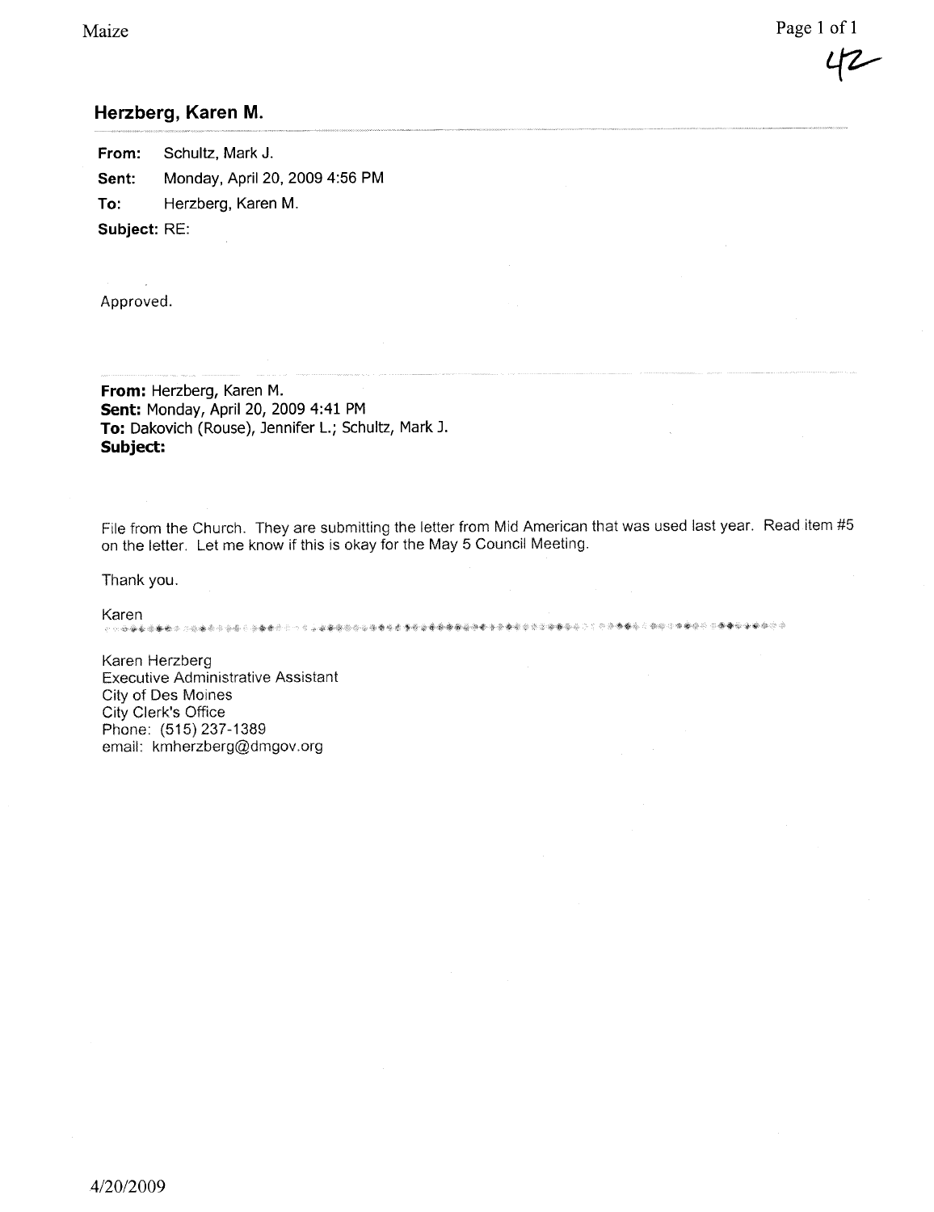## Herzberg, Karen M.

**From:** Schultz, Mark J.

**Sent:** Monday, April 20, 2009 4:56 PM

**To:** Herzberg, Karen M.

**Subject:** RE:

Approved.

---

**From:** Herzberg, Karen M.
**Sent:** Monday, April 20, 2009 4:41 PM
**To:** Dakovich (Rouse), Jennifer L.; Schultz, Mark J.
**Subject:**

File from the Church. They are submitting the letter from Mid American that was used last year. Read item #5 on the letter. Let me know if this is okay for the May 5 Council Meeting.

Thank you.

Karen

Karen Herzberg
Executive Administrative Assistant
City of Des Moines
City Clerk's Office
Phone: (515) 237-1389
email: kmherzberg@dmgov.org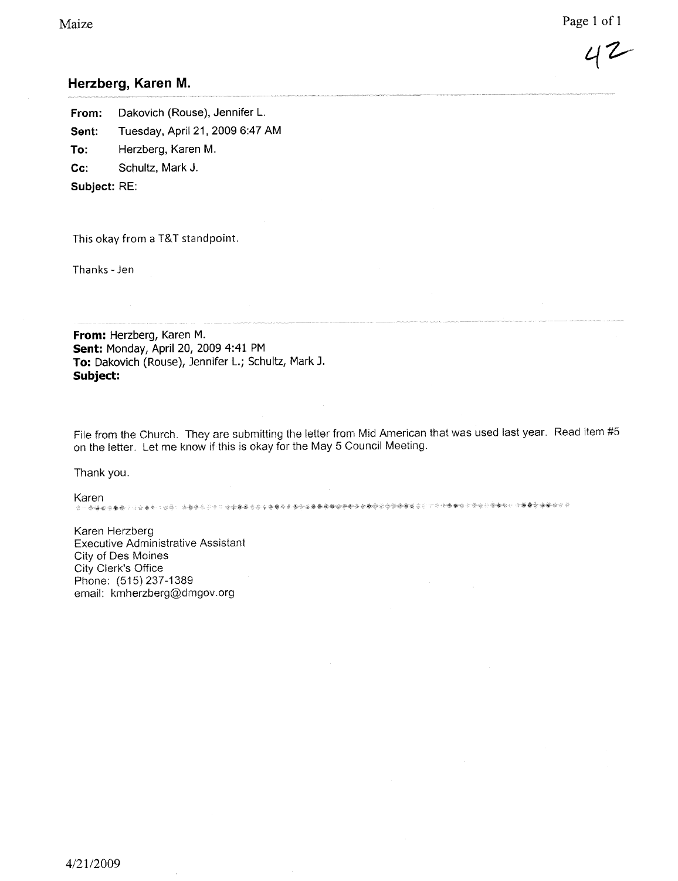42

## Herzberg, Karen M.

**From:** Dakovich (Rouse), Jennifer L.
**Sent:** Tuesday, April 21, 2009 6:47 AM
**To:** Herzberg, Karen M.
**Cc:** Schultz, Mark J.
**Subject:** RE:

This okay from a T&T standpoint.

Thanks - Jen

---

**From:** Herzberg, Karen M.
**Sent:** Monday, April 20, 2009 4:41 PM
**To:** Dakovich (Rouse), Jennifer L.; Schultz, Mark J.
**Subject:**

File from the Church. They are submitting the letter from Mid American that was used last year. Read item #5 on the letter. Let me know if this is okay for the May 5 Council Meeting.

Thank you.

Karen

Karen Herzberg
Executive Administrative Assistant
City of Des Moines
City Clerk's Office
Phone: (515) 237-1389
email: kmherzberg@dmgov.org